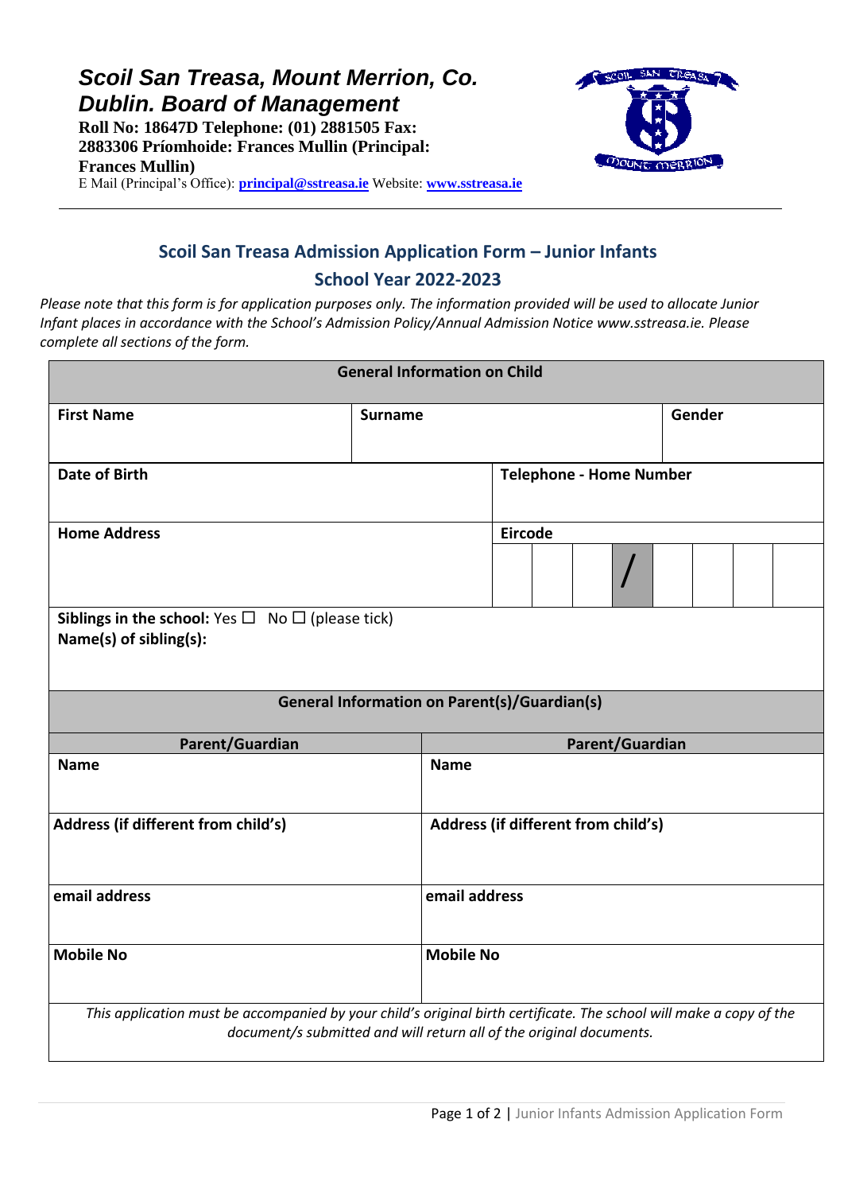***Scoil San Treasa, Mount Merrion, Co. Dublin. Board of Management***

**Roll No: 18647D Telephone: (01) 2881505 Fax: 2883306 Príomhoide: Frances Mullin (Principal: Frances Mullin)**

E Mail (Principal's Office): **principal@sstreasa.ie** Website: **www.sstreasa.ie**

---

## Scoil San Treasa Admission Application Form – Junior Infants

## School Year 2022-2023

*Please note that this form is for application purposes only. The information provided will be used to allocate Junior Infant places in accordance with the School's Admission Policy/Annual Admission Notice www.sstreasa.ie. Please complete all sections of the form.*

| **General Information on Child** | | |
|---|---|---|
| **First Name** | **Surname** | **Gender** |
| **Date of Birth** | **Telephone - Home Number** | |
| **Home Address** | **Eircode** ☐☐☐ / ☐☐☐☐ | |
| **Siblings in the school:** Yes ☐ No ☐ (please tick)<br>**Name(s) of sibling(s):** | | |

| **General Information on Parent(s)/Guardian(s)** | |
|---|---|
| **Parent/Guardian** | **Parent/Guardian** |
| **Name** | **Name** |
| **Address (if different from child's)** | **Address (if different from child's)** |
| **email address** | **email address** |
| **Mobile No** | **Mobile No** |

*This application must be accompanied by your child's original birth certificate. The school will make a copy of the document/s submitted and will return all of the original documents.*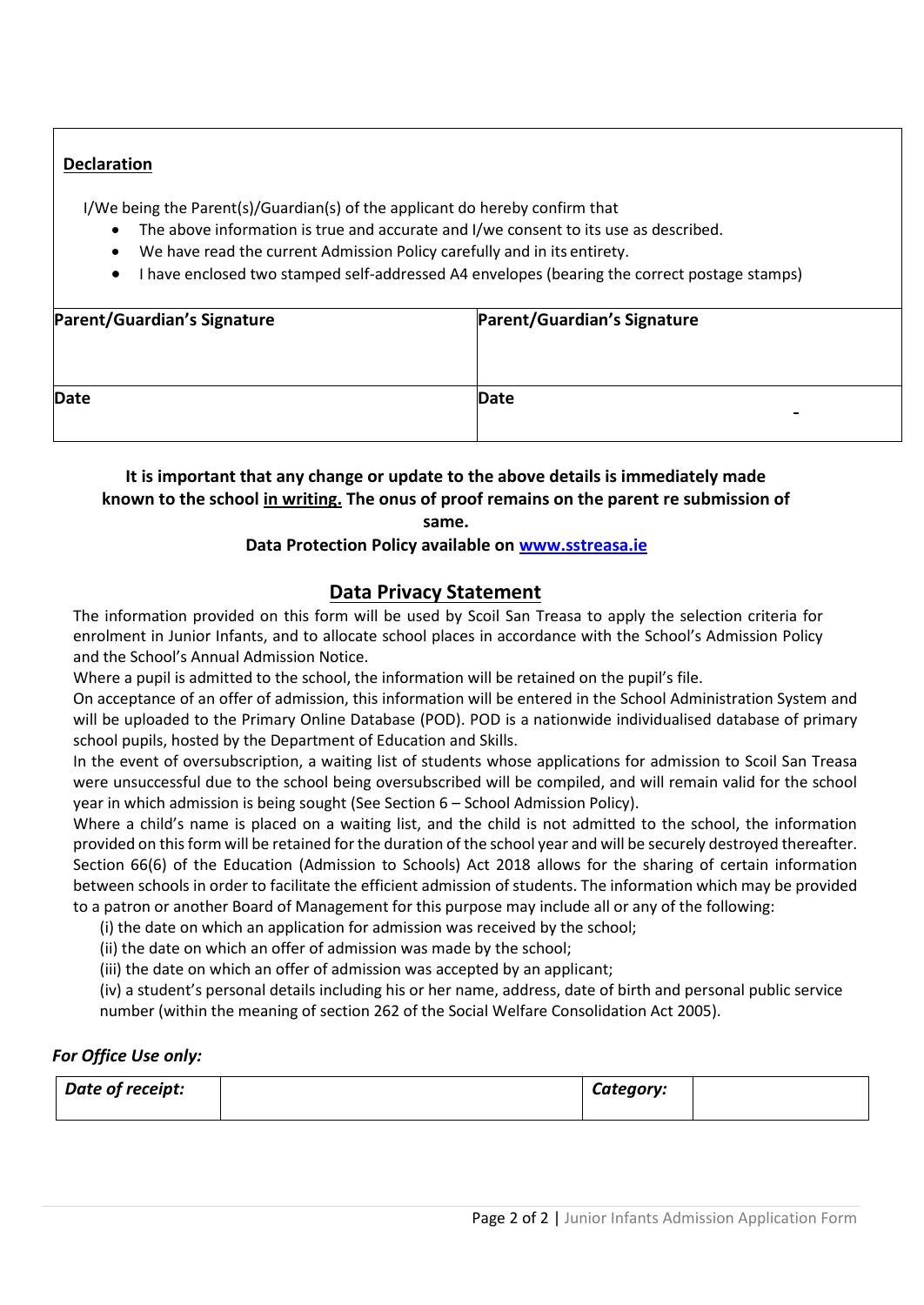**Declaration**

I/We being the Parent(s)/Guardian(s) of the applicant do hereby confirm that

- The above information is true and accurate and I/we consent to its use as described.
- We have read the current Admission Policy carefully and in its entirety.
- I have enclosed two stamped self-addressed A4 envelopes (bearing the correct postage stamps)

| | |
|---|---|
| **Parent/Guardian's Signature** | **Parent/Guardian's Signature** |
| **Date** | **Date** |

**It is important that any change or update to the above details is immediately made known to the school <u>in writing.</u> The onus of proof remains on the parent re submission of same.**

**Data Protection Policy available on [www.sstreasa.ie](http://www.sstreasa.ie)**

## Data Privacy Statement

The information provided on this form will be used by Scoil San Treasa to apply the selection criteria for enrolment in Junior Infants, and to allocate school places in accordance with the School's Admission Policy and the School's Annual Admission Notice.

Where a pupil is admitted to the school, the information will be retained on the pupil's file.

On acceptance of an offer of admission, this information will be entered in the School Administration System and will be uploaded to the Primary Online Database (POD). POD is a nationwide individualised database of primary school pupils, hosted by the Department of Education and Skills.

In the event of oversubscription, a waiting list of students whose applications for admission to Scoil San Treasa were unsuccessful due to the school being oversubscribed will be compiled, and will remain valid for the school year in which admission is being sought (See Section 6 – School Admission Policy).

Where a child's name is placed on a waiting list, and the child is not admitted to the school, the information provided on this form will be retained for the duration of the school year and will be securely destroyed thereafter.

Section 66(6) of the Education (Admission to Schools) Act 2018 allows for the sharing of certain information between schools in order to facilitate the efficient admission of students. The information which may be provided to a patron or another Board of Management for this purpose may include all or any of the following:

(i) the date on which an application for admission was received by the school;
(ii) the date on which an offer of admission was made by the school;
(iii) the date on which an offer of admission was accepted by an applicant;
(iv) a student's personal details including his or her name, address, date of birth and personal public service number (within the meaning of section 262 of the Social Welfare Consolidation Act 2005).

***For Office Use only:***

| | | | |
|---|---|---|---|
| ***Date of receipt:*** | | ***Category:*** | |